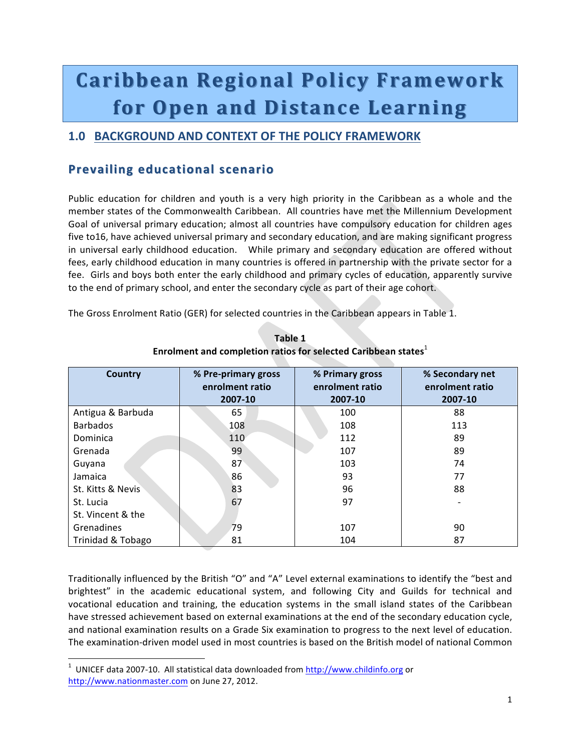# Caribbean Regional Policy Framework for Open and Distance Learning

## 1.0 BACKGROUND AND CONTEXT OF THE POLICY FRAMEWORK

### Prevailing educational scenario

Public education for children and youth is a very high priority in the Caribbean as a whole and the member states of the Commonwealth Caribbean. All countries have met the Millennium Development Goal of universal primary education; almost all countries have compulsory education for children ages five to16, have achieved universal primary and secondary education, and are making significant progress in universal early childhood education. While primary and secondary education are offered without fees, early childhood education in many countries is offered in partnership with the private sector for a fee. Girls and boys both enter the early childhood and primary cycles of education, apparently survive to the end of primary school, and enter the secondary cycle as part of their age cohort.

The Gross Enrolment Ratio (GER) for selected countries in the Caribbean appears in Table 1.

**Table 1**
**Enrolment and completion ratios for selected Caribbean states**[1]

| Country | % Pre-primary gross enrolment ratio 2007-10 | % Primary gross enrolment ratio 2007-10 | % Secondary net enrolment ratio 2007-10 |
|---|---|---|---|
| Antigua & Barbuda | 65 | 100 | 88 |
| Barbados | 108 | 108 | 113 |
| Dominica | 110 | 112 | 89 |
| Grenada | 99 | 107 | 89 |
| Guyana | 87 | 103 | 74 |
| Jamaica | 86 | 93 | 77 |
| St. Kitts & Nevis | 83 | 96 | 88 |
| St. Lucia | 67 | 97 | - |
| St. Vincent & the Grenadines | 79 | 107 | 90 |
| Trinidad & Tobago | 81 | 104 | 87 |

Traditionally influenced by the British "O" and "A" Level external examinations to identify the "best and brightest" in the academic educational system, and following City and Guilds for technical and vocational education and training, the education systems in the small island states of the Caribbean have stressed achievement based on external examinations at the end of the secondary education cycle, and national examination results on a Grade Six examination to progress to the next level of education. The examination-driven model used in most countries is based on the British model of national Common

[1] UNICEF data 2007-10. All statistical data downloaded from http://www.childinfo.org or http://www.nationmaster.com on June 27, 2012.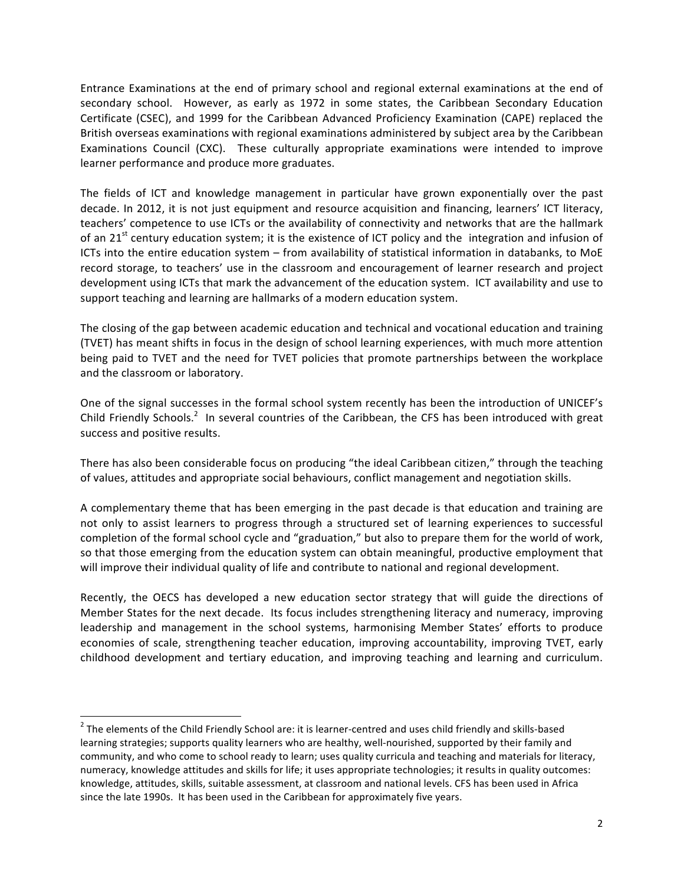Entrance Examinations at the end of primary school and regional external examinations at the end of secondary school. However, as early as 1972 in some states, the Caribbean Secondary Education Certificate (CSEC), and 1999 for the Caribbean Advanced Proficiency Examination (CAPE) replaced the British overseas examinations with regional examinations administered by subject area by the Caribbean Examinations Council (CXC). These culturally appropriate examinations were intended to improve learner performance and produce more graduates.

The fields of ICT and knowledge management in particular have grown exponentially over the past decade. In 2012, it is not just equipment and resource acquisition and financing, learners' ICT literacy, teachers' competence to use ICTs or the availability of connectivity and networks that are the hallmark of an 21st century education system; it is the existence of ICT policy and the integration and infusion of ICTs into the entire education system – from availability of statistical information in databanks, to MoE record storage, to teachers' use in the classroom and encouragement of learner research and project development using ICTs that mark the advancement of the education system. ICT availability and use to support teaching and learning are hallmarks of a modern education system.

The closing of the gap between academic education and technical and vocational education and training (TVET) has meant shifts in focus in the design of school learning experiences, with much more attention being paid to TVET and the need for TVET policies that promote partnerships between the workplace and the classroom or laboratory.

One of the signal successes in the formal school system recently has been the introduction of UNICEF's Child Friendly Schools.[2] In several countries of the Caribbean, the CFS has been introduced with great success and positive results.

There has also been considerable focus on producing "the ideal Caribbean citizen," through the teaching of values, attitudes and appropriate social behaviours, conflict management and negotiation skills.

A complementary theme that has been emerging in the past decade is that education and training are not only to assist learners to progress through a structured set of learning experiences to successful completion of the formal school cycle and "graduation," but also to prepare them for the world of work, so that those emerging from the education system can obtain meaningful, productive employment that will improve their individual quality of life and contribute to national and regional development.

Recently, the OECS has developed a new education sector strategy that will guide the directions of Member States for the next decade. Its focus includes strengthening literacy and numeracy, improving leadership and management in the school systems, harmonising Member States' efforts to produce economies of scale, strengthening teacher education, improving accountability, improving TVET, early childhood development and tertiary education, and improving teaching and learning and curriculum.

---

[2] The elements of the Child Friendly School are: it is learner-centred and uses child friendly and skills-based learning strategies; supports quality learners who are healthy, well-nourished, supported by their family and community, and who come to school ready to learn; uses quality curricula and teaching and materials for literacy, numeracy, knowledge attitudes and skills for life; it uses appropriate technologies; it results in quality outcomes: knowledge, attitudes, skills, suitable assessment, at classroom and national levels. CFS has been used in Africa since the late 1990s. It has been used in the Caribbean for approximately five years.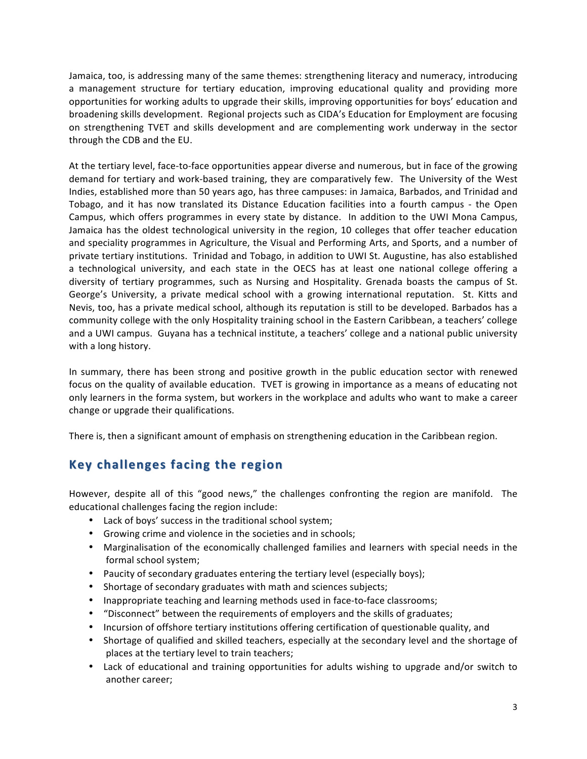Jamaica, too, is addressing many of the same themes: strengthening literacy and numeracy, introducing a management structure for tertiary education, improving educational quality and providing more opportunities for working adults to upgrade their skills, improving opportunities for boys' education and broadening skills development. Regional projects such as CIDA's Education for Employment are focusing on strengthening TVET and skills development and are complementing work underway in the sector through the CDB and the EU.

At the tertiary level, face-to-face opportunities appear diverse and numerous, but in face of the growing demand for tertiary and work-based training, they are comparatively few. The University of the West Indies, established more than 50 years ago, has three campuses: in Jamaica, Barbados, and Trinidad and Tobago, and it has now translated its Distance Education facilities into a fourth campus - the Open Campus, which offers programmes in every state by distance. In addition to the UWI Mona Campus, Jamaica has the oldest technological university in the region, 10 colleges that offer teacher education and speciality programmes in Agriculture, the Visual and Performing Arts, and Sports, and a number of private tertiary institutions. Trinidad and Tobago, in addition to UWI St. Augustine, has also established a technological university, and each state in the OECS has at least one national college offering a diversity of tertiary programmes, such as Nursing and Hospitality. Grenada boasts the campus of St. George's University, a private medical school with a growing international reputation. St. Kitts and Nevis, too, has a private medical school, although its reputation is still to be developed. Barbados has a community college with the only Hospitality training school in the Eastern Caribbean, a teachers' college and a UWI campus. Guyana has a technical institute, a teachers' college and a national public university with a long history.

In summary, there has been strong and positive growth in the public education sector with renewed focus on the quality of available education. TVET is growing in importance as a means of educating not only learners in the forma system, but workers in the workplace and adults who want to make a career change or upgrade their qualifications.

There is, then a significant amount of emphasis on strengthening education in the Caribbean region.

## Key challenges facing the region

However, despite all of this "good news," the challenges confronting the region are manifold. The educational challenges facing the region include:

- Lack of boys' success in the traditional school system;
- Growing crime and violence in the societies and in schools;
- Marginalisation of the economically challenged families and learners with special needs in the formal school system;
- Paucity of secondary graduates entering the tertiary level (especially boys);
- Shortage of secondary graduates with math and sciences subjects;
- Inappropriate teaching and learning methods used in face-to-face classrooms;
- "Disconnect" between the requirements of employers and the skills of graduates;
- Incursion of offshore tertiary institutions offering certification of questionable quality, and
- Shortage of qualified and skilled teachers, especially at the secondary level and the shortage of places at the tertiary level to train teachers;
- Lack of educational and training opportunities for adults wishing to upgrade and/or switch to another career;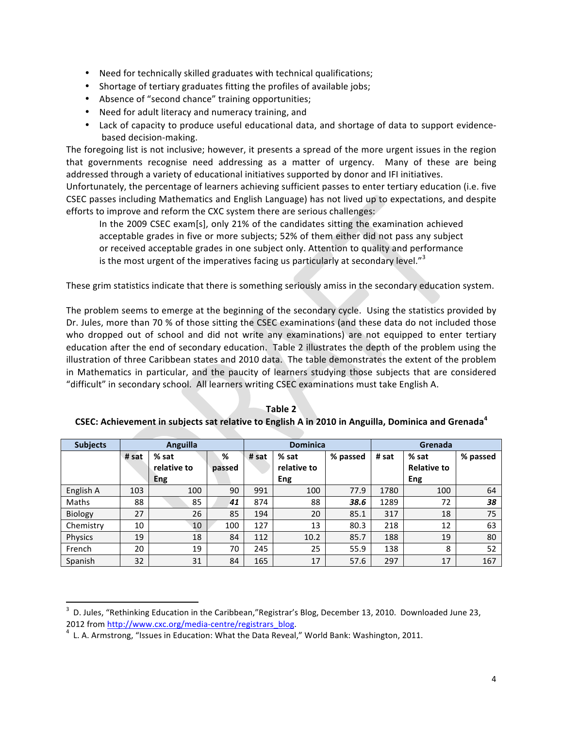- Need for technically skilled graduates with technical qualifications;
- Shortage of tertiary graduates fitting the profiles of available jobs;
- Absence of "second chance" training opportunities;
- Need for adult literacy and numeracy training, and
- Lack of capacity to produce useful educational data, and shortage of data to support evidence-based decision-making.

The foregoing list is not inclusive; however, it presents a spread of the more urgent issues in the region that governments recognise need addressing as a matter of urgency. Many of these are being addressed through a variety of educational initiatives supported by donor and IFI initiatives.
Unfortunately, the percentage of learners achieving sufficient passes to enter tertiary education (i.e. five CSEC passes including Mathematics and English Language) has not lived up to expectations, and despite efforts to improve and reform the CXC system there are serious challenges:

> In the 2009 CSEC exam[s], only 21% of the candidates sitting the examination achieved acceptable grades in five or more subjects; 52% of them either did not pass any subject or received acceptable grades in one subject only. Attention to quality and performance is the most urgent of the imperatives facing us particularly at secondary level."[3]

These grim statistics indicate that there is something seriously amiss in the secondary education system.

The problem seems to emerge at the beginning of the secondary cycle. Using the statistics provided by Dr. Jules, more than 70 % of those sitting the CSEC examinations (and these data do not included those who dropped out of school and did not write any examinations) are not equipped to enter tertiary education after the end of secondary education. Table 2 illustrates the depth of the problem using the illustration of three Caribbean states and 2010 data. The table demonstrates the extent of the problem in Mathematics in particular, and the paucity of learners studying those subjects that are considered "difficult" in secondary school. All learners writing CSEC examinations must take English A.

**Table 2**
**CSEC: Achievement in subjects sat relative to English A in 2010 in Anguilla, Dominica and Grenada[4]**

| Subjects | Anguilla | | | Dominica | | | Grenada | | |
|---|---|---|---|---|---|---|---|---|---|
| | # sat | % sat relative to Eng | % passed | # sat | % sat relative to Eng | % passed | # sat | % sat Relative to Eng | % passed |
| English A | 103 | 100 | 90 | 991 | 100 | 77.9 | 1780 | 100 | 64 |
| Maths | 88 | 85 | ***41*** | 874 | 88 | ***38.6*** | 1289 | 72 | ***38*** |
| Biology | 27 | 26 | 85 | 194 | 20 | 85.1 | 317 | 18 | 75 |
| Chemistry | 10 | 10 | 100 | 127 | 13 | 80.3 | 218 | 12 | 63 |
| Physics | 19 | 18 | 84 | 112 | 10.2 | 85.7 | 188 | 19 | 80 |
| French | 20 | 19 | 70 | 245 | 25 | 55.9 | 138 | 8 | 52 |
| Spanish | 32 | 31 | 84 | 165 | 17 | 57.6 | 297 | 17 | 167 |

---

[3] D. Jules, "Rethinking Education in the Caribbean,"Registrar's Blog, December 13, 2010. Downloaded June 23, 2012 from http://www.cxc.org/media-centre/registrars_blog.
[4] L. A. Armstrong, "Issues in Education: What the Data Reveal," World Bank: Washington, 2011.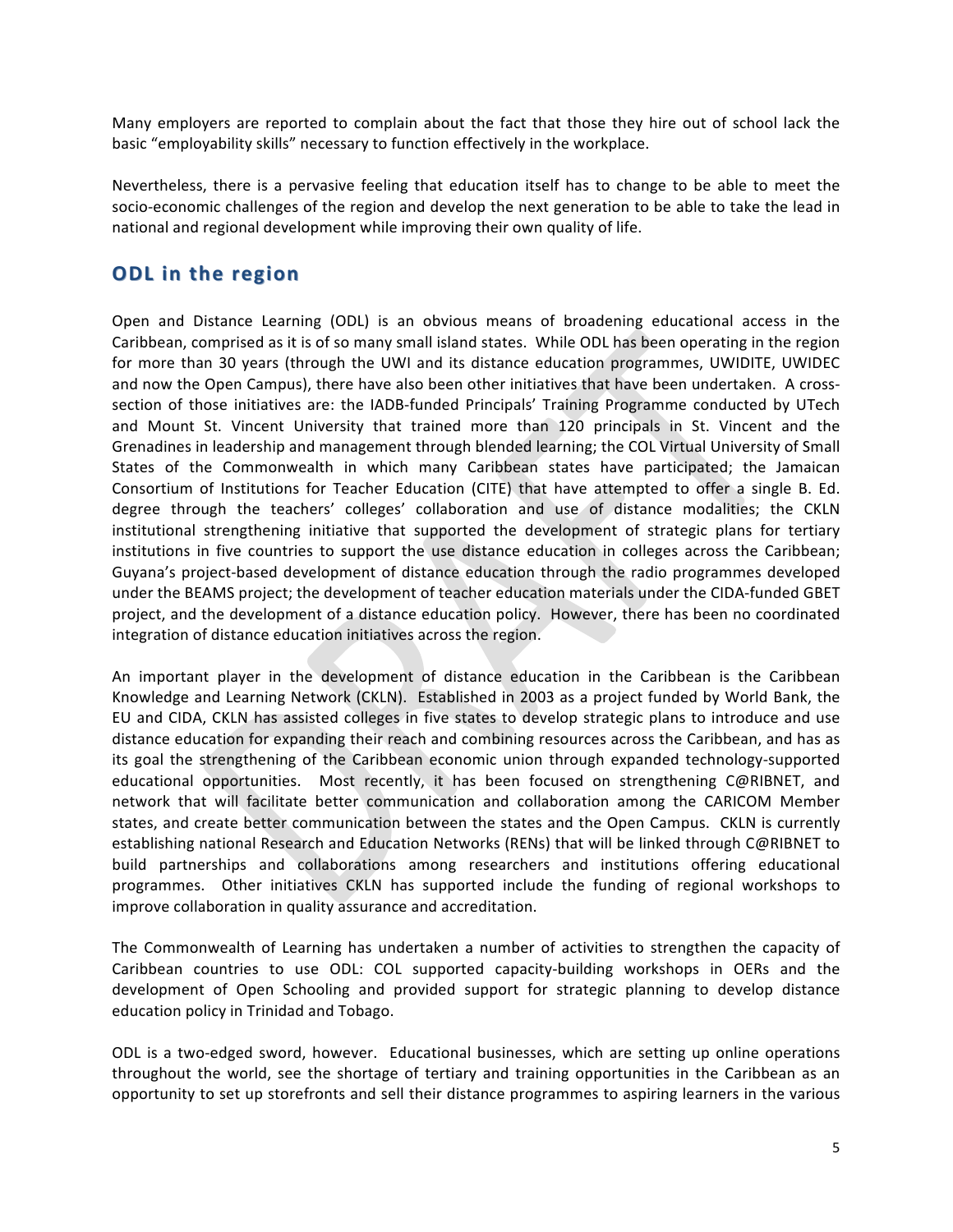Many employers are reported to complain about the fact that those they hire out of school lack the basic "employability skills" necessary to function effectively in the workplace.

Nevertheless, there is a pervasive feeling that education itself has to change to be able to meet the socio-economic challenges of the region and develop the next generation to be able to take the lead in national and regional development while improving their own quality of life.

## ODL in the region

Open and Distance Learning (ODL) is an obvious means of broadening educational access in the Caribbean, comprised as it is of so many small island states. While ODL has been operating in the region for more than 30 years (through the UWI and its distance education programmes, UWIDITE, UWIDEC and now the Open Campus), there have also been other initiatives that have been undertaken. A cross-section of those initiatives are: the IADB-funded Principals' Training Programme conducted by UTech and Mount St. Vincent University that trained more than 120 principals in St. Vincent and the Grenadines in leadership and management through blended learning; the COL Virtual University of Small States of the Commonwealth in which many Caribbean states have participated; the Jamaican Consortium of Institutions for Teacher Education (CITE) that have attempted to offer a single B. Ed. degree through the teachers' colleges' collaboration and use of distance modalities; the CKLN institutional strengthening initiative that supported the development of strategic plans for tertiary institutions in five countries to support the use distance education in colleges across the Caribbean; Guyana's project-based development of distance education through the radio programmes developed under the BEAMS project; the development of teacher education materials under the CIDA-funded GBET project, and the development of a distance education policy. However, there has been no coordinated integration of distance education initiatives across the region.

An important player in the development of distance education in the Caribbean is the Caribbean Knowledge and Learning Network (CKLN). Established in 2003 as a project funded by World Bank, the EU and CIDA, CKLN has assisted colleges in five states to develop strategic plans to introduce and use distance education for expanding their reach and combining resources across the Caribbean, and has as its goal the strengthening of the Caribbean economic union through expanded technology-supported educational opportunities. Most recently, it has been focused on strengthening C@RIBNET, and network that will facilitate better communication and collaboration among the CARICOM Member states, and create better communication between the states and the Open Campus. CKLN is currently establishing national Research and Education Networks (RENs) that will be linked through C@RIBNET to build partnerships and collaborations among researchers and institutions offering educational programmes. Other initiatives CKLN has supported include the funding of regional workshops to improve collaboration in quality assurance and accreditation.

The Commonwealth of Learning has undertaken a number of activities to strengthen the capacity of Caribbean countries to use ODL: COL supported capacity-building workshops in OERs and the development of Open Schooling and provided support for strategic planning to develop distance education policy in Trinidad and Tobago.

ODL is a two-edged sword, however. Educational businesses, which are setting up online operations throughout the world, see the shortage of tertiary and training opportunities in the Caribbean as an opportunity to set up storefronts and sell their distance programmes to aspiring learners in the various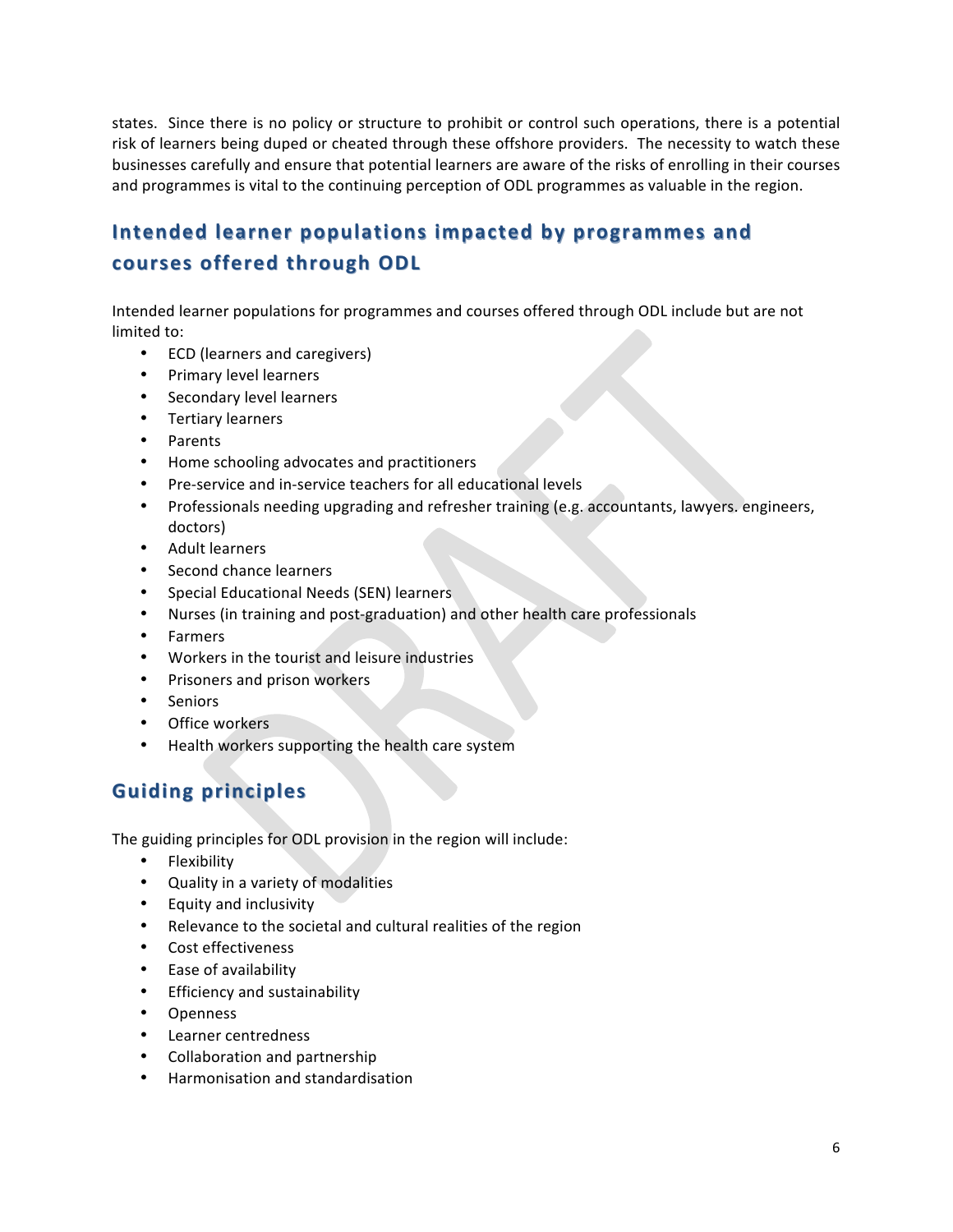states. Since there is no policy or structure to prohibit or control such operations, there is a potential risk of learners being duped or cheated through these offshore providers. The necessity to watch these businesses carefully and ensure that potential learners are aware of the risks of enrolling in their courses and programmes is vital to the continuing perception of ODL programmes as valuable in the region.

## Intended learner populations impacted by programmes and courses offered through ODL

Intended learner populations for programmes and courses offered through ODL include but are not limited to:

- ECD (learners and caregivers)
- Primary level learners
- Secondary level learners
- Tertiary learners
- Parents
- Home schooling advocates and practitioners
- Pre-service and in-service teachers for all educational levels
- Professionals needing upgrading and refresher training (e.g. accountants, lawyers. engineers, doctors)
- Adult learners
- Second chance learners
- Special Educational Needs (SEN) learners
- Nurses (in training and post-graduation) and other health care professionals
- Farmers
- Workers in the tourist and leisure industries
- Prisoners and prison workers
- Seniors
- Office workers
- Health workers supporting the health care system

## Guiding principles

The guiding principles for ODL provision in the region will include:

- Flexibility
- Quality in a variety of modalities
- Equity and inclusivity
- Relevance to the societal and cultural realities of the region
- Cost effectiveness
- Ease of availability
- Efficiency and sustainability
- Openness
- Learner centredness
- Collaboration and partnership
- Harmonisation and standardisation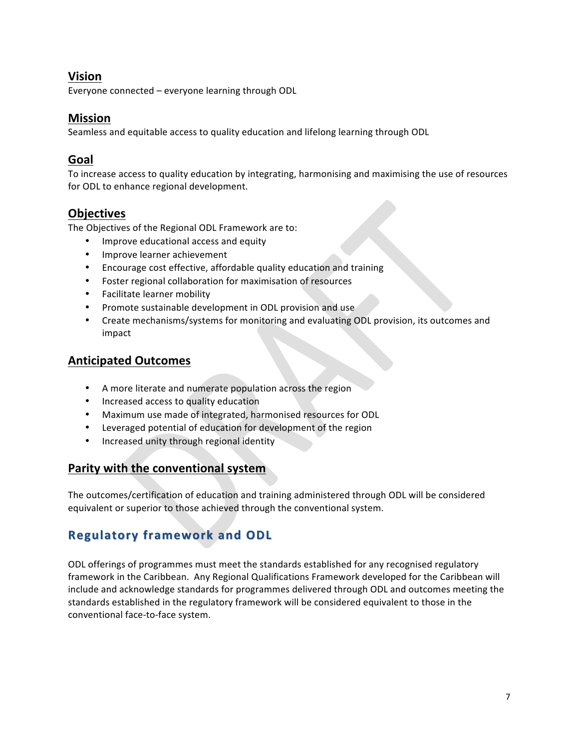## Vision

Everyone connected – everyone learning through ODL

## Mission

Seamless and equitable access to quality education and lifelong learning through ODL

## Goal

To increase access to quality education by integrating, harmonising and maximising the use of resources for ODL to enhance regional development.

## Objectives

The Objectives of the Regional ODL Framework are to:

- Improve educational access and equity
- Improve learner achievement
- Encourage cost effective, affordable quality education and training
- Foster regional collaboration for maximisation of resources
- Facilitate learner mobility
- Promote sustainable development in ODL provision and use
- Create mechanisms/systems for monitoring and evaluating ODL provision, its outcomes and impact

## Anticipated Outcomes

- A more literate and numerate population across the region
- Increased access to quality education
- Maximum use made of integrated, harmonised resources for ODL
- Leveraged potential of education for development of the region
- Increased unity through regional identity

## Parity with the conventional system

The outcomes/certification of education and training administered through ODL will be considered equivalent or superior to those achieved through the conventional system.

## Regulatory framework and ODL

ODL offerings of programmes must meet the standards established for any recognised regulatory framework in the Caribbean. Any Regional Qualifications Framework developed for the Caribbean will include and acknowledge standards for programmes delivered through ODL and outcomes meeting the standards established in the regulatory framework will be considered equivalent to those in the conventional face-to-face system.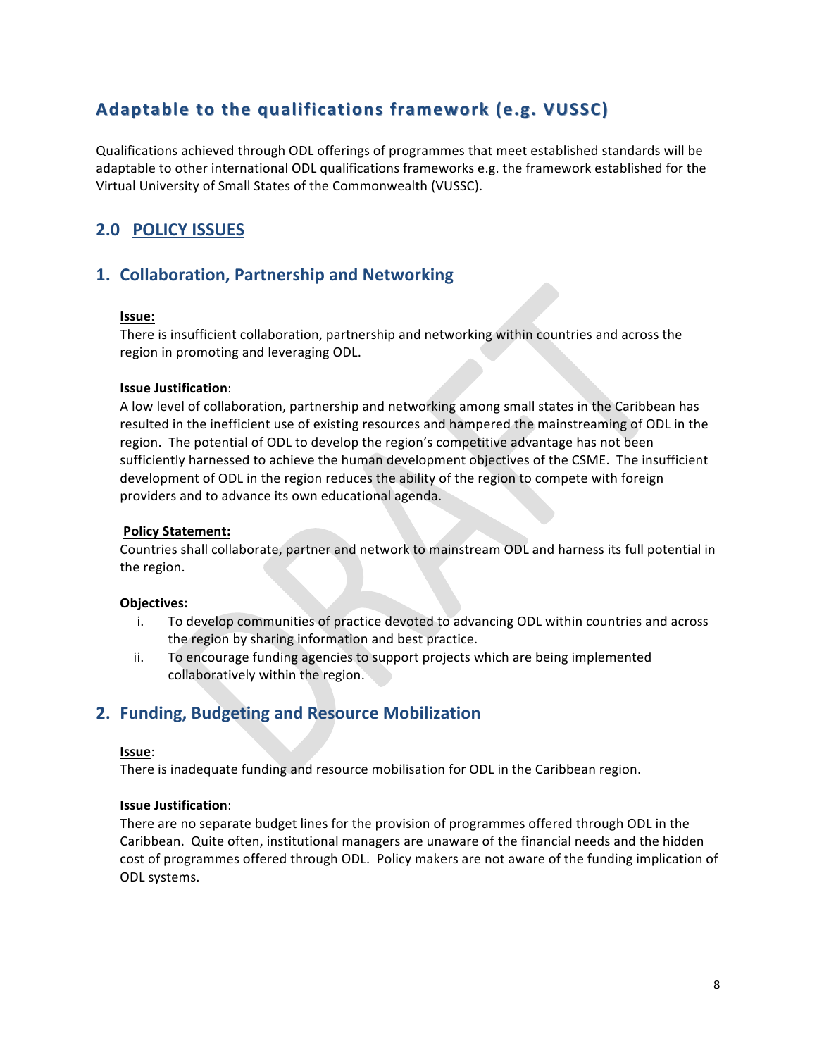## Adaptable to the qualifications framework (e.g. VUSSC)

Qualifications achieved through ODL offerings of programmes that meet established standards will be adaptable to other international ODL qualifications frameworks e.g. the framework established for the Virtual University of Small States of the Commonwealth (VUSSC).

## 2.0 POLICY ISSUES

### 1. Collaboration, Partnership and Networking

**Issue:**
There is insufficient collaboration, partnership and networking within countries and across the region in promoting and leveraging ODL.

**Issue Justification**:
A low level of collaboration, partnership and networking among small states in the Caribbean has resulted in the inefficient use of existing resources and hampered the mainstreaming of ODL in the region. The potential of ODL to develop the region's competitive advantage has not been sufficiently harnessed to achieve the human development objectives of the CSME. The insufficient development of ODL in the region reduces the ability of the region to compete with foreign providers and to advance its own educational agenda.

**Policy Statement:**
Countries shall collaborate, partner and network to mainstream ODL and harness its full potential in the region.

**Objectives:**

i. To develop communities of practice devoted to advancing ODL within countries and across the region by sharing information and best practice.
ii. To encourage funding agencies to support projects which are being implemented collaboratively within the region.

### 2. Funding, Budgeting and Resource Mobilization

**Issue**:
There is inadequate funding and resource mobilisation for ODL in the Caribbean region.

**Issue Justification**:
There are no separate budget lines for the provision of programmes offered through ODL in the Caribbean. Quite often, institutional managers are unaware of the financial needs and the hidden cost of programmes offered through ODL. Policy makers are not aware of the funding implication of ODL systems.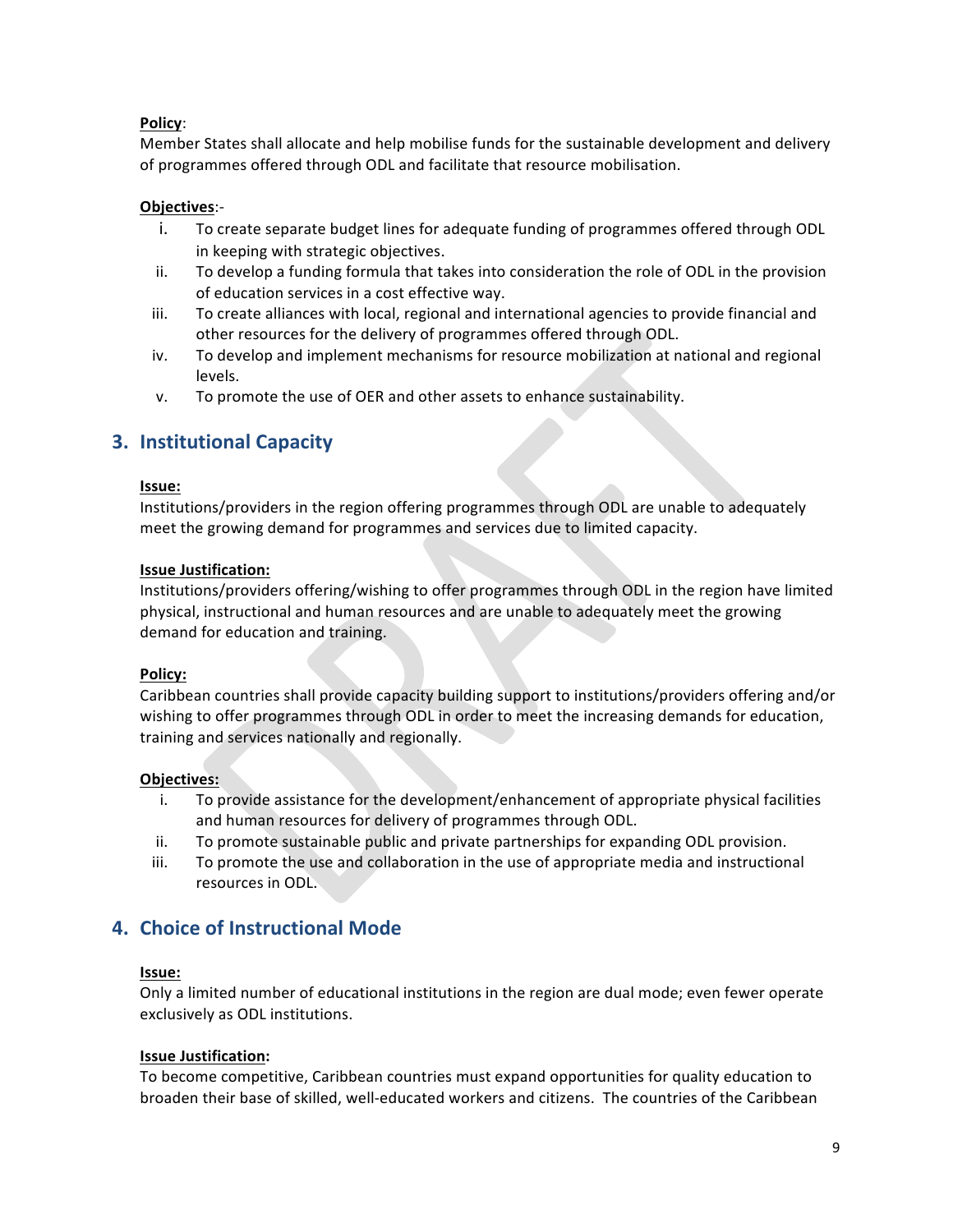**Policy**:
Member States shall allocate and help mobilise funds for the sustainable development and delivery of programmes offered through ODL and facilitate that resource mobilisation.

**Objectives**:-

i. To create separate budget lines for adequate funding of programmes offered through ODL in keeping with strategic objectives.
ii. To develop a funding formula that takes into consideration the role of ODL in the provision of education services in a cost effective way.
iii. To create alliances with local, regional and international agencies to provide financial and other resources for the delivery of programmes offered through ODL.
iv. To develop and implement mechanisms for resource mobilization at national and regional levels.
v. To promote the use of OER and other assets to enhance sustainability.

## 3. Institutional Capacity

**Issue:**
Institutions/providers in the region offering programmes through ODL are unable to adequately meet the growing demand for programmes and services due to limited capacity.

**Issue Justification:**
Institutions/providers offering/wishing to offer programmes through ODL in the region have limited physical, instructional and human resources and are unable to adequately meet the growing demand for education and training.

**Policy:**
Caribbean countries shall provide capacity building support to institutions/providers offering and/or wishing to offer programmes through ODL in order to meet the increasing demands for education, training and services nationally and regionally.

**Objectives:**

i. To provide assistance for the development/enhancement of appropriate physical facilities and human resources for delivery of programmes through ODL.
ii. To promote sustainable public and private partnerships for expanding ODL provision.
iii. To promote the use and collaboration in the use of appropriate media and instructional resources in ODL.

## 4. Choice of Instructional Mode

**Issue:**
Only a limited number of educational institutions in the region are dual mode; even fewer operate exclusively as ODL institutions.

**Issue Justification:**
To become competitive, Caribbean countries must expand opportunities for quality education to broaden their base of skilled, well-educated workers and citizens. The countries of the Caribbean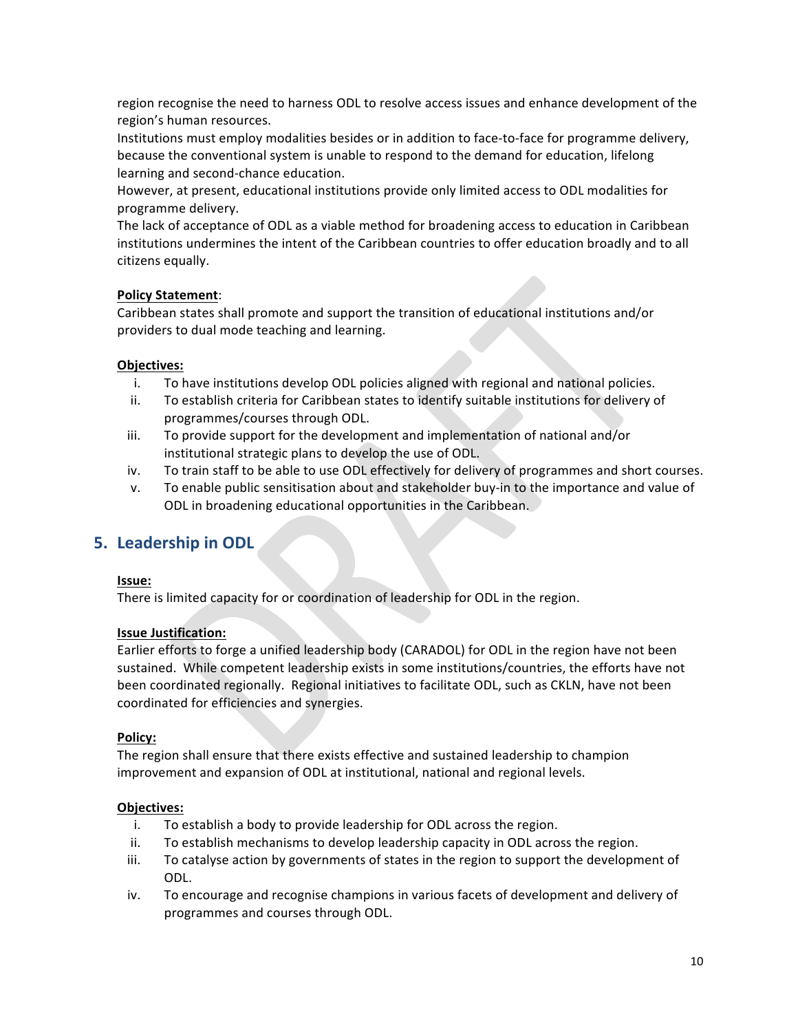region recognise the need to harness ODL to resolve access issues and enhance development of the region's human resources.
Institutions must employ modalities besides or in addition to face-to-face for programme delivery, because the conventional system is unable to respond to the demand for education, lifelong learning and second-chance education.
However, at present, educational institutions provide only limited access to ODL modalities for programme delivery.
The lack of acceptance of ODL as a viable method for broadening access to education in Caribbean institutions undermines the intent of the Caribbean countries to offer education broadly and to all citizens equally.

**Policy Statement**:
Caribbean states shall promote and support the transition of educational institutions and/or providers to dual mode teaching and learning.

**Objectives:**

i. To have institutions develop ODL policies aligned with regional and national policies.
ii. To establish criteria for Caribbean states to identify suitable institutions for delivery of programmes/courses through ODL.
iii. To provide support for the development and implementation of national and/or institutional strategic plans to develop the use of ODL.
iv. To train staff to be able to use ODL effectively for delivery of programmes and short courses.
v. To enable public sensitisation about and stakeholder buy-in to the importance and value of ODL in broadening educational opportunities in the Caribbean.

## 5. Leadership in ODL

**Issue:**
There is limited capacity for or coordination of leadership for ODL in the region.

**Issue Justification:**
Earlier efforts to forge a unified leadership body (CARADOL) for ODL in the region have not been sustained. While competent leadership exists in some institutions/countries, the efforts have not been coordinated regionally. Regional initiatives to facilitate ODL, such as CKLN, have not been coordinated for efficiencies and synergies.

**Policy:**
The region shall ensure that there exists effective and sustained leadership to champion improvement and expansion of ODL at institutional, national and regional levels.

**Objectives:**

i. To establish a body to provide leadership for ODL across the region.
ii. To establish mechanisms to develop leadership capacity in ODL across the region.
iii. To catalyse action by governments of states in the region to support the development of ODL.
iv. To encourage and recognise champions in various facets of development and delivery of programmes and courses through ODL.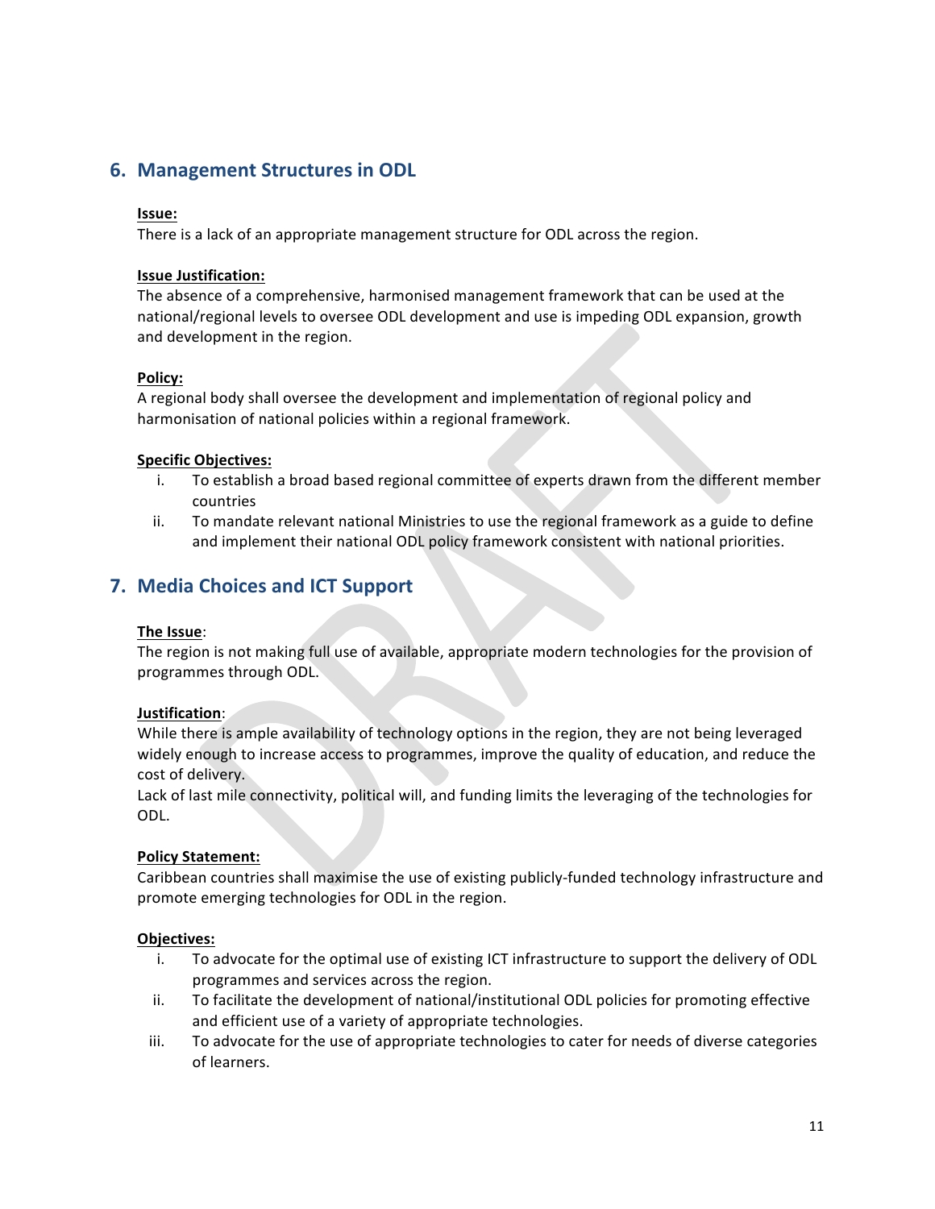## 6. Management Structures in ODL

**Issue:**

There is a lack of an appropriate management structure for ODL across the region.

**Issue Justification:**

The absence of a comprehensive, harmonised management framework that can be used at the national/regional levels to oversee ODL development and use is impeding ODL expansion, growth and development in the region.

**Policy:**

A regional body shall oversee the development and implementation of regional policy and harmonisation of national policies within a regional framework.

**Specific Objectives:**

i. To establish a broad based regional committee of experts drawn from the different member countries
ii. To mandate relevant national Ministries to use the regional framework as a guide to define and implement their national ODL policy framework consistent with national priorities.

## 7. Media Choices and ICT Support

**The Issue**:

The region is not making full use of available, appropriate modern technologies for the provision of programmes through ODL.

**Justification**:

While there is ample availability of technology options in the region, they are not being leveraged widely enough to increase access to programmes, improve the quality of education, and reduce the cost of delivery.

Lack of last mile connectivity, political will, and funding limits the leveraging of the technologies for ODL.

**Policy Statement:**

Caribbean countries shall maximise the use of existing publicly-funded technology infrastructure and promote emerging technologies for ODL in the region.

**Objectives:**

i. To advocate for the optimal use of existing ICT infrastructure to support the delivery of ODL programmes and services across the region.
ii. To facilitate the development of national/institutional ODL policies for promoting effective and efficient use of a variety of appropriate technologies.
iii. To advocate for the use of appropriate technologies to cater for needs of diverse categories of learners.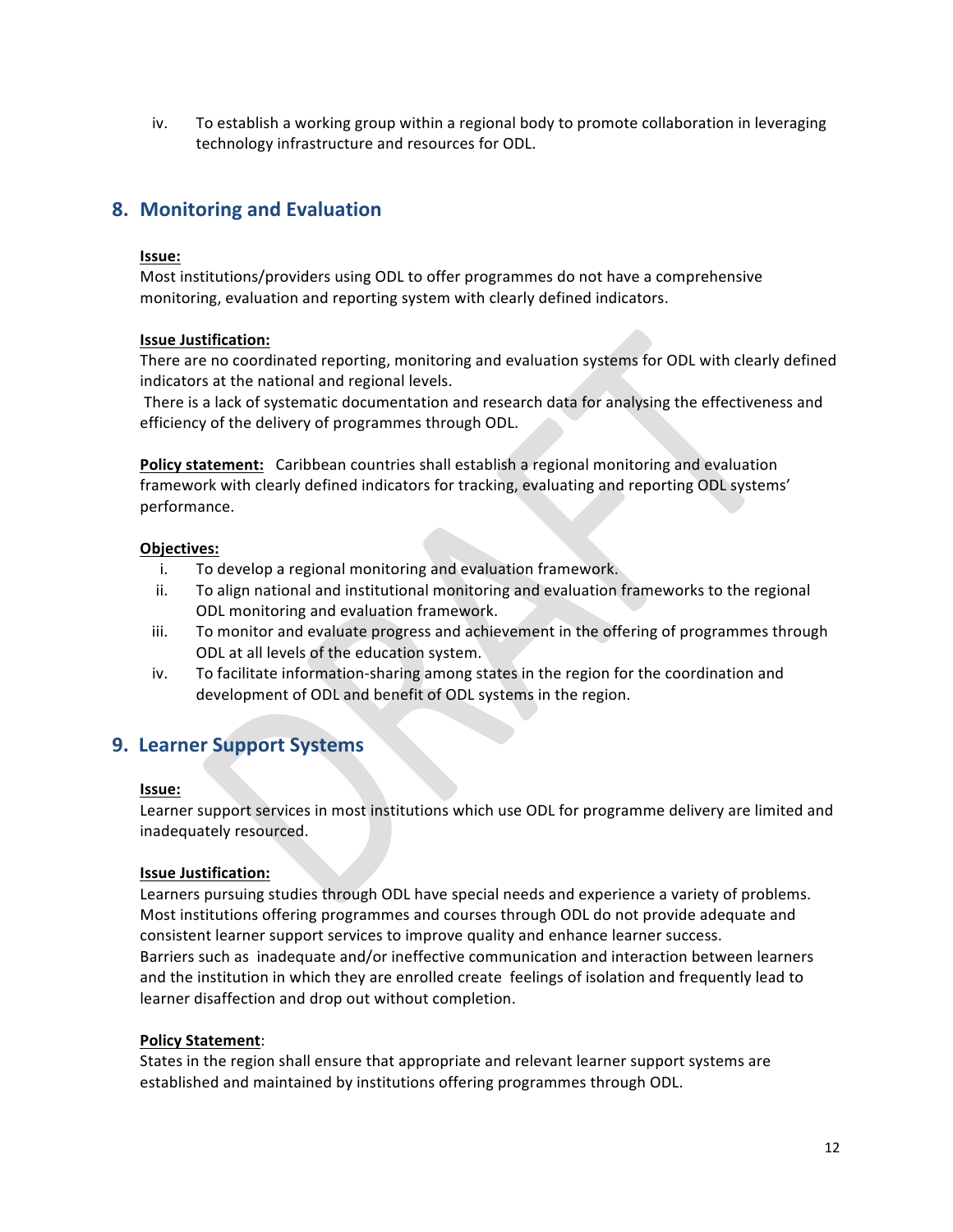iv. To establish a working group within a regional body to promote collaboration in leveraging technology infrastructure and resources for ODL.

## 8. Monitoring and Evaluation

**Issue:**
Most institutions/providers using ODL to offer programmes do not have a comprehensive monitoring, evaluation and reporting system with clearly defined indicators.

**Issue Justification:**
There are no coordinated reporting, monitoring and evaluation systems for ODL with clearly defined indicators at the national and regional levels.
There is a lack of systematic documentation and research data for analysing the effectiveness and efficiency of the delivery of programmes through ODL.

**Policy statement:** Caribbean countries shall establish a regional monitoring and evaluation framework with clearly defined indicators for tracking, evaluating and reporting ODL systems' performance.

**Objectives:**

i. To develop a regional monitoring and evaluation framework.
ii. To align national and institutional monitoring and evaluation frameworks to the regional ODL monitoring and evaluation framework.
iii. To monitor and evaluate progress and achievement in the offering of programmes through ODL at all levels of the education system.
iv. To facilitate information-sharing among states in the region for the coordination and development of ODL and benefit of ODL systems in the region.

## 9. Learner Support Systems

**Issue:**
Learner support services in most institutions which use ODL for programme delivery are limited and inadequately resourced.

**Issue Justification:**
Learners pursuing studies through ODL have special needs and experience a variety of problems. Most institutions offering programmes and courses through ODL do not provide adequate and consistent learner support services to improve quality and enhance learner success.
Barriers such as inadequate and/or ineffective communication and interaction between learners and the institution in which they are enrolled create feelings of isolation and frequently lead to learner disaffection and drop out without completion.

**Policy Statement**:
States in the region shall ensure that appropriate and relevant learner support systems are established and maintained by institutions offering programmes through ODL.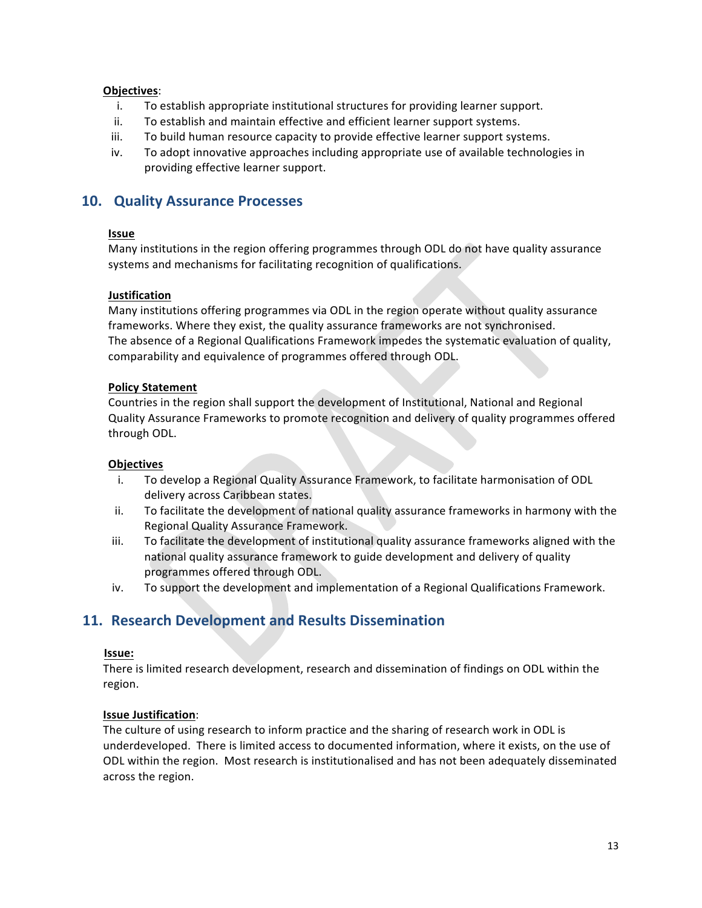**Objectives**:

i. To establish appropriate institutional structures for providing learner support.
ii. To establish and maintain effective and efficient learner support systems.
iii. To build human resource capacity to provide effective learner support systems.
iv. To adopt innovative approaches including appropriate use of available technologies in providing effective learner support.

## 10. Quality Assurance Processes

**Issue**

Many institutions in the region offering programmes through ODL do not have quality assurance systems and mechanisms for facilitating recognition of qualifications.

**Justification**

Many institutions offering programmes via ODL in the region operate without quality assurance frameworks. Where they exist, the quality assurance frameworks are not synchronised.
The absence of a Regional Qualifications Framework impedes the systematic evaluation of quality, comparability and equivalence of programmes offered through ODL.

**Policy Statement**

Countries in the region shall support the development of Institutional, National and Regional Quality Assurance Frameworks to promote recognition and delivery of quality programmes offered through ODL.

**Objectives**

i. To develop a Regional Quality Assurance Framework, to facilitate harmonisation of ODL delivery across Caribbean states.
ii. To facilitate the development of national quality assurance frameworks in harmony with the Regional Quality Assurance Framework.
iii. To facilitate the development of institutional quality assurance frameworks aligned with the national quality assurance framework to guide development and delivery of quality programmes offered through ODL.
iv. To support the development and implementation of a Regional Qualifications Framework.

## 11. Research Development and Results Dissemination

**Issue:**

There is limited research development, research and dissemination of findings on ODL within the region.

**Issue Justification**:

The culture of using research to inform practice and the sharing of research work in ODL is underdeveloped. There is limited access to documented information, where it exists, on the use of ODL within the region. Most research is institutionalised and has not been adequately disseminated across the region.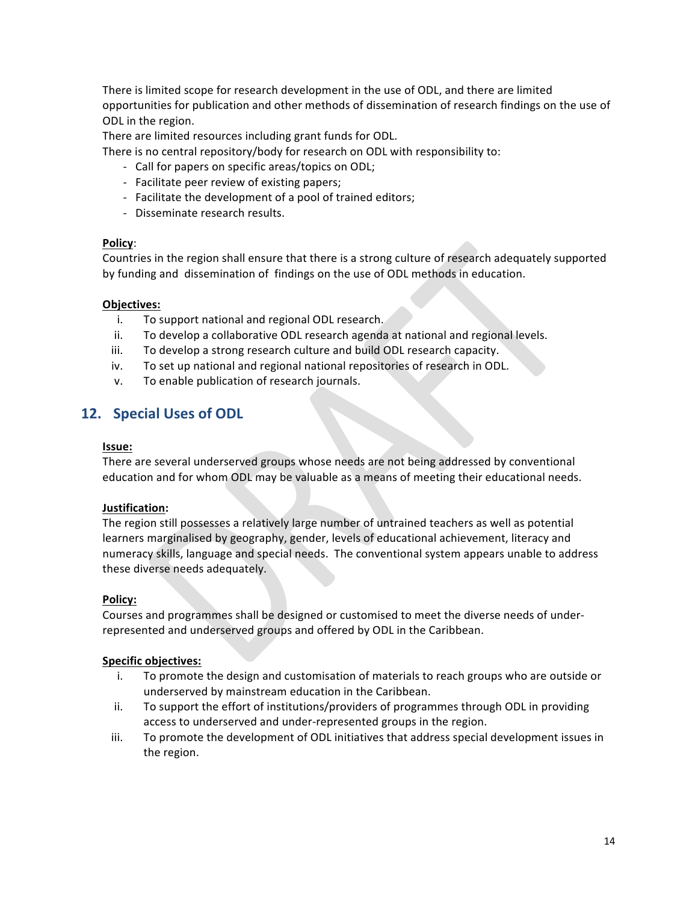There is limited scope for research development in the use of ODL, and there are limited opportunities for publication and other methods of dissemination of research findings on the use of ODL in the region.

There are limited resources including grant funds for ODL.

There is no central repository/body for research on ODL with responsibility to:

- Call for papers on specific areas/topics on ODL;
- Facilitate peer review of existing papers;
- Facilitate the development of a pool of trained editors;
- Disseminate research results.

**Policy**:

Countries in the region shall ensure that there is a strong culture of research adequately supported by funding and dissemination of findings on the use of ODL methods in education.

**Objectives:**

i. To support national and regional ODL research.
ii. To develop a collaborative ODL research agenda at national and regional levels.
iii. To develop a strong research culture and build ODL research capacity.
iv. To set up national and regional national repositories of research in ODL.
v. To enable publication of research journals.

## 12. Special Uses of ODL

**Issue:**

There are several underserved groups whose needs are not being addressed by conventional education and for whom ODL may be valuable as a means of meeting their educational needs.

**Justification:**

The region still possesses a relatively large number of untrained teachers as well as potential learners marginalised by geography, gender, levels of educational achievement, literacy and numeracy skills, language and special needs. The conventional system appears unable to address these diverse needs adequately.

**Policy:**

Courses and programmes shall be designed or customised to meet the diverse needs of under-represented and underserved groups and offered by ODL in the Caribbean.

**Specific objectives:**

i. To promote the design and customisation of materials to reach groups who are outside or underserved by mainstream education in the Caribbean.
ii. To support the effort of institutions/providers of programmes through ODL in providing access to underserved and under-represented groups in the region.
iii. To promote the development of ODL initiatives that address special development issues in the region.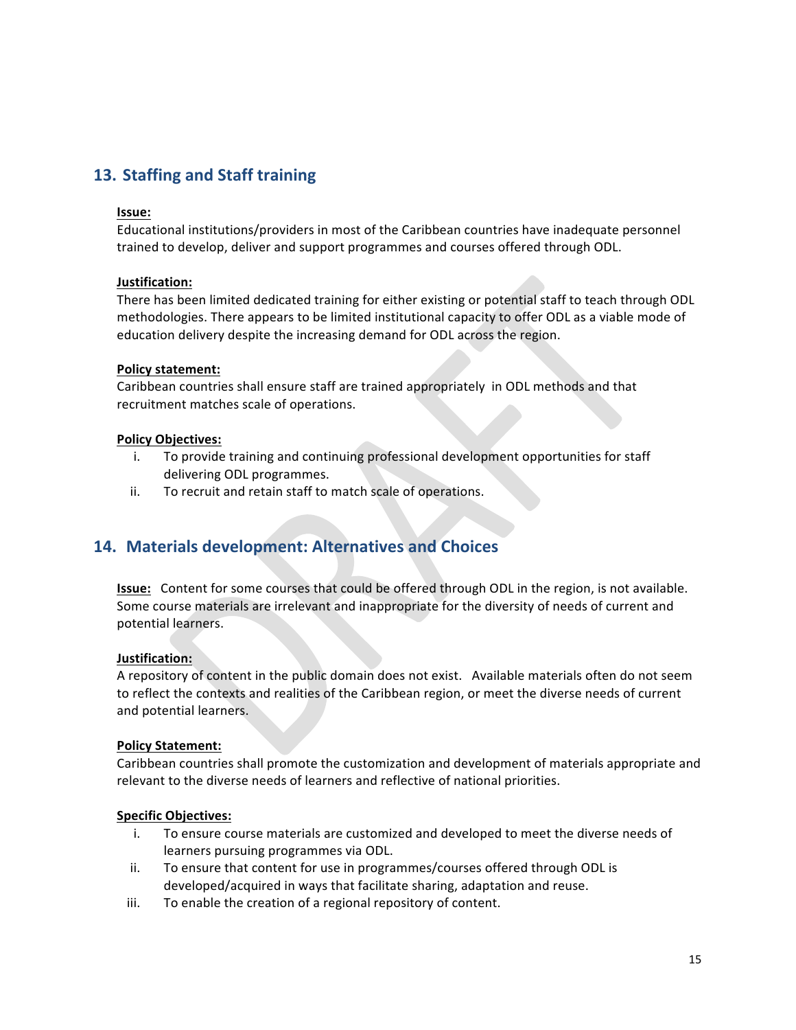## 13. Staffing and Staff training

**Issue:**

Educational institutions/providers in most of the Caribbean countries have inadequate personnel trained to develop, deliver and support programmes and courses offered through ODL.

**Justification:**

There has been limited dedicated training for either existing or potential staff to teach through ODL methodologies. There appears to be limited institutional capacity to offer ODL as a viable mode of education delivery despite the increasing demand for ODL across the region.

**Policy statement:**

Caribbean countries shall ensure staff are trained appropriately in ODL methods and that recruitment matches scale of operations.

**Policy Objectives:**

i. To provide training and continuing professional development opportunities for staff delivering ODL programmes.
ii. To recruit and retain staff to match scale of operations.

## 14. Materials development: Alternatives and Choices

**Issue:** Content for some courses that could be offered through ODL in the region, is not available. Some course materials are irrelevant and inappropriate for the diversity of needs of current and potential learners.

**Justification:**

A repository of content in the public domain does not exist. Available materials often do not seem to reflect the contexts and realities of the Caribbean region, or meet the diverse needs of current and potential learners.

**Policy Statement:**

Caribbean countries shall promote the customization and development of materials appropriate and relevant to the diverse needs of learners and reflective of national priorities.

**Specific Objectives:**

i. To ensure course materials are customized and developed to meet the diverse needs of learners pursuing programmes via ODL.
ii. To ensure that content for use in programmes/courses offered through ODL is developed/acquired in ways that facilitate sharing, adaptation and reuse.
iii. To enable the creation of a regional repository of content.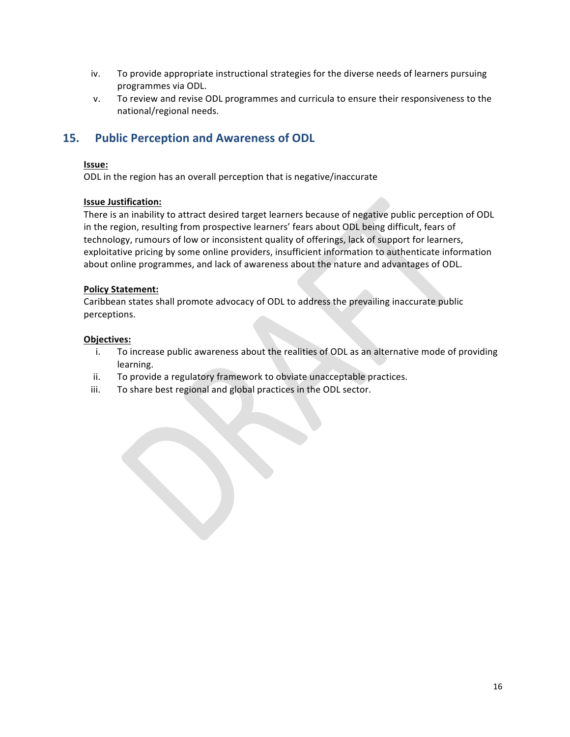iv. To provide appropriate instructional strategies for the diverse needs of learners pursuing programmes via ODL.

v. To review and revise ODL programmes and curricula to ensure their responsiveness to the national/regional needs.

## 15. Public Perception and Awareness of ODL

**Issue:**
ODL in the region has an overall perception that is negative/inaccurate

**Issue Justification:**
There is an inability to attract desired target learners because of negative public perception of ODL in the region, resulting from prospective learners' fears about ODL being difficult, fears of technology, rumours of low or inconsistent quality of offerings, lack of support for learners, exploitative pricing by some online providers, insufficient information to authenticate information about online programmes, and lack of awareness about the nature and advantages of ODL.

**Policy Statement:**
Caribbean states shall promote advocacy of ODL to address the prevailing inaccurate public perceptions.

**Objectives:**

i. To increase public awareness about the realities of ODL as an alternative mode of providing learning.

ii. To provide a regulatory framework to obviate unacceptable practices.

iii. To share best regional and global practices in the ODL sector.